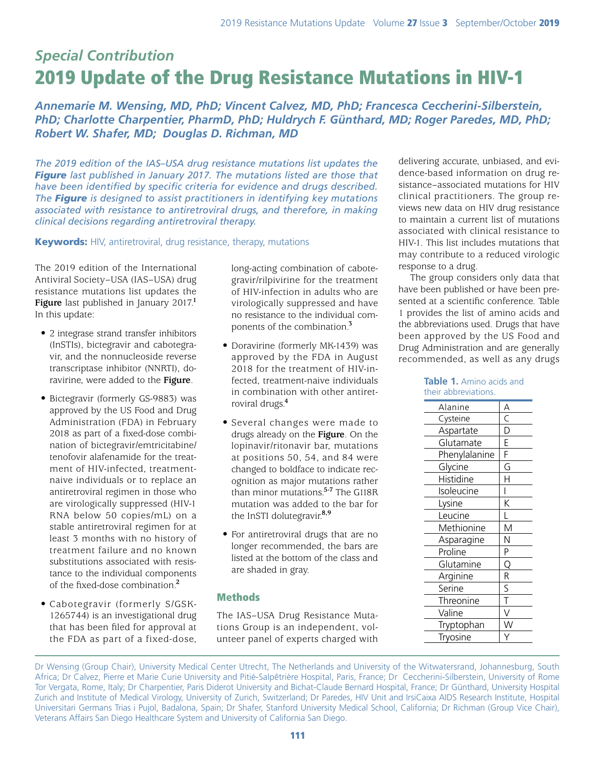## Special Contribution

# 2019 Update of the Drug Resistance Mutations in HIV-1

***Annemarie M. Wensing, MD, PhD; Vincent Calvez, MD, PhD; Francesca Ceccherini-Silberstein, PhD; Charlotte Charpentier, PharmD, PhD; Huldrych F. Günthard, MD; Roger Paredes, MD, PhD; Robert W. Shafer, MD; Douglas D. Richman, MD***

*The 2019 edition of the IAS–USA drug resistance mutations list updates the **Figure** last published in January 2017. The mutations listed are those that have been identified by specific criteria for evidence and drugs described. The **Figure** is designed to assist practitioners in identifying key mutations associated with resistance to antiretroviral drugs, and therefore, in making clinical decisions regarding antiretroviral therapy.*

**Keywords:** HIV, antiretroviral, drug resistance, therapy, mutations

The 2019 edition of the International Antiviral Society–USA (IAS–USA) drug resistance mutations list updates the **Figure** last published in January 2017.[1] In this update:

- 2 integrase strand transfer inhibitors (InSTIs), bictegravir and cabotegravir, and the nonnucleoside reverse transcriptase inhibitor (NNRTI), doravirine, were added to the **Figure**.
- Bictegravir (formerly GS-9883) was approved by the US Food and Drug Administration (FDA) in February 2018 as part of a fixed-dose combination of bictegravir/emtricitabine/tenofovir alafenamide for the treatment of HIV-infected, treatment-naive individuals or to replace an antiretroviral regimen in those who are virologically suppressed (HIV-1 RNA below 50 copies/mL) on a stable antiretroviral regimen for at least 3 months with no history of treatment failure and no known substitutions associated with resistance to the individual components of the fixed-dose combination.[2]
- Cabotegravir (formerly S/GSK-1265744) is an investigational drug that has been filed for approval at the FDA as part of a fixed-dose, long-acting combination of cabotegravir/rilpivirine for the treatment of HIV-infection in adults who are virologically suppressed and have no resistance to the individual components of the combination.[3]
- Doravirine (formerly MK-1439) was approved by the FDA in August 2018 for the treatment of HIV-infected, treatment-naive individuals in combination with other antiretroviral drugs.[4]
- Several changes were made to drugs already on the **Figure**. On the lopinavir/ritonavir bar, mutations at positions 50, 54, and 84 were changed to boldface to indicate recognition as major mutations rather than minor mutations.[5-7] The G118R mutation was added to the bar for the InSTI dolutegravir.[8,9]
- For antiretroviral drugs that are no longer recommended, the bars are listed at the bottom of the class and are shaded in gray.

### Methods

The IAS–USA Drug Resistance Mutations Group is an independent, volunteer panel of experts charged with delivering accurate, unbiased, and evidence-based information on drug resistance–associated mutations for HIV clinical practitioners. The group reviews new data on HIV drug resistance to maintain a current list of mutations associated with clinical resistance to HIV-1. This list includes mutations that may contribute to a reduced virologic response to a drug.

The group considers only data that have been published or have been presented at a scientific conference. Table 1 provides the list of amino acids and the abbreviations used. Drugs that have been approved by the US Food and Drug Administration and are generally recommended, as well as any drugs

**Table 1.** Amino acids and their abbreviations.

| | |
|---|---|
| Alanine | A |
| Cysteine | C |
| Aspartate | D |
| Glutamate | E |
| Phenylalanine | F |
| Glycine | G |
| Histidine | H |
| Isoleucine | I |
| Lysine | K |
| Leucine | L |
| Methionine | M |
| Asparagine | N |
| Proline | P |
| Glutamine | Q |
| Arginine | R |
| Serine | S |
| Threonine | T |
| Valine | V |
| Tryptophan | W |
| Tryosine | Y |

Dr Wensing (Group Chair), University Medical Center Utrecht, The Netherlands and University of the Witwatersrand, Johannesburg, South Africa; Dr Calvez, Pierre et Marie Curie University and Pitié-Salpêtrière Hospital, Paris, France; Dr Ceccherini-Silberstein, University of Rome Tor Vergata, Rome, Italy; Dr Charpentier, Paris Diderot University and Bichat-Claude Bernard Hospital, France; Dr Günthard, University Hospital Zurich and Institute of Medical Virology, University of Zurich, Switzerland; Dr Paredes, HIV Unit and IrsiCaixa AIDS Research Institute, Hospital Universitari Germans Trias i Pujol, Badalona, Spain; Dr Shafer, Stanford University Medical School, California; Dr Richman (Group Vice Chair), Veterans Affairs San Diego Healthcare System and University of California San Diego.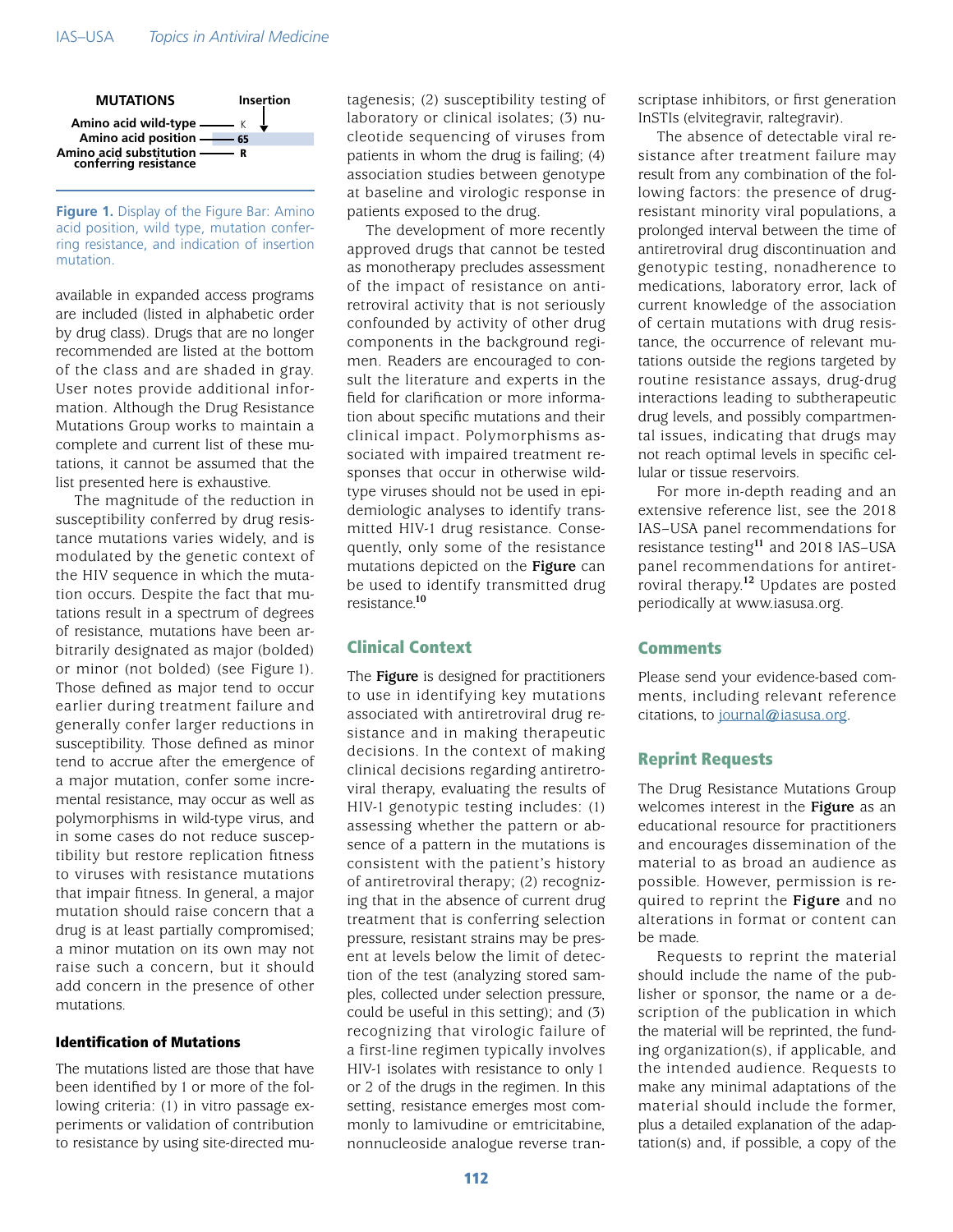**MUTATIONS** — Insertion

Amino acid wild-type — K
Amino acid position — 65
Amino acid substitution conferring resistance — R

**Figure 1.** Display of the Figure Bar: Amino acid position, wild type, mutation conferring resistance, and indication of insertion mutation.

available in expanded access programs are included (listed in alphabetic order by drug class). Drugs that are no longer recommended are listed at the bottom of the class and are shaded in gray. User notes provide additional information. Although the Drug Resistance Mutations Group works to maintain a complete and current list of these mutations, it cannot be assumed that the list presented here is exhaustive.

The magnitude of the reduction in susceptibility conferred by drug resistance mutations varies widely, and is modulated by the genetic context of the HIV sequence in which the mutation occurs. Despite the fact that mutations result in a spectrum of degrees of resistance, mutations have been arbitrarily designated as major (bolded) or minor (not bolded) (see Figure 1). Those defined as major tend to occur earlier during treatment failure and generally confer larger reductions in susceptibility. Those defined as minor tend to accrue after the emergence of a major mutation, confer some incremental resistance, may occur as well as polymorphisms in wild-type virus, and in some cases do not reduce susceptibility but restore replication fitness to viruses with resistance mutations that impair fitness. In general, a major mutation should raise concern that a drug is at least partially compromised; a minor mutation on its own may not raise such a concern, but it should add concern in the presence of other mutations.

### Identification of Mutations

The mutations listed are those that have been identified by 1 or more of the following criteria: (1) in vitro passage experiments or validation of contribution to resistance by using site-directed mutagenesis; (2) susceptibility testing of laboratory or clinical isolates; (3) nucleotide sequencing of viruses from patients in whom the drug is failing; (4) association studies between genotype at baseline and virologic response in patients exposed to the drug.

The development of more recently approved drugs that cannot be tested as monotherapy precludes assessment of the impact of resistance on antiretroviral activity that is not seriously confounded by activity of other drug components in the background regimen. Readers are encouraged to consult the literature and experts in the field for clarification or more information about specific mutations and their clinical impact. Polymorphisms associated with impaired treatment responses that occur in otherwise wild-type viruses should not be used in epidemiologic analyses to identify transmitted HIV-1 drug resistance. Consequently, only some of the resistance mutations depicted on the **Figure** can be used to identify transmitted drug resistance.[10]

## Clinical Context

The **Figure** is designed for practitioners to use in identifying key mutations associated with antiretroviral drug resistance and in making therapeutic decisions. In the context of making clinical decisions regarding antiretroviral therapy, evaluating the results of HIV-1 genotypic testing includes: (1) assessing whether the pattern or absence of a pattern in the mutations is consistent with the patient's history of antiretroviral therapy; (2) recognizing that in the absence of current drug treatment that is conferring selection pressure, resistant strains may be present at levels below the limit of detection of the test (analyzing stored samples, collected under selection pressure, could be useful in this setting); and (3) recognizing that virologic failure of a first-line regimen typically involves HIV-1 isolates with resistance to only 1 or 2 of the drugs in the regimen. In this setting, resistance emerges most commonly to lamivudine or emtricitabine, nonnucleoside analogue reverse transcriptase inhibitors, or first generation InSTIs (elvitegravir, raltegravir).

The absence of detectable viral resistance after treatment failure may result from any combination of the following factors: the presence of drug-resistant minority viral populations, a prolonged interval between the time of antiretroviral drug discontinuation and genotypic testing, nonadherence to medications, laboratory error, lack of current knowledge of the association of certain mutations with drug resistance, the occurrence of relevant mutations outside the regions targeted by routine resistance assays, drug-drug interactions leading to subtherapeutic drug levels, and possibly compartmental issues, indicating that drugs may not reach optimal levels in specific cellular or tissue reservoirs.

For more in-depth reading and an extensive reference list, see the 2018 IAS–USA panel recommendations for resistance testing[11] and 2018 IAS–USA panel recommendations for antiretroviral therapy.[12] Updates are posted periodically at www.iasusa.org.

## Comments

Please send your evidence-based comments, including relevant reference citations, to journal@iasusa.org.

## Reprint Requests

The Drug Resistance Mutations Group welcomes interest in the **Figure** as an educational resource for practitioners and encourages dissemination of the material to as broad an audience as possible. However, permission is required to reprint the **Figure** and no alterations in format or content can be made.

Requests to reprint the material should include the name of the publisher or sponsor, the name or a description of the publication in which the material will be reprinted, the funding organization(s), if applicable, and the intended audience. Requests to make any minimal adaptations of the material should include the former, plus a detailed explanation of the adaptation(s) and, if possible, a copy of the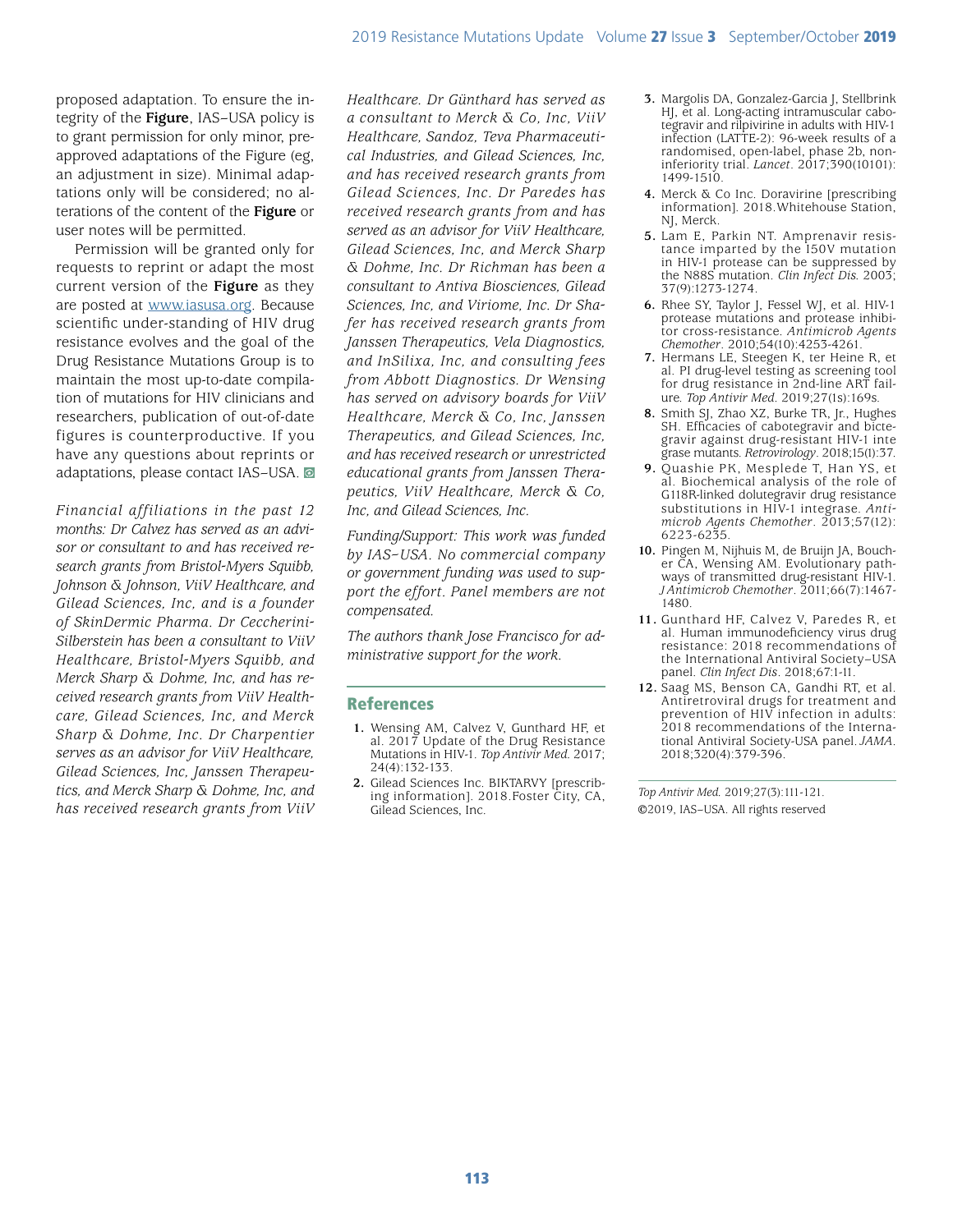proposed adaptation. To ensure the integrity of the **Figure**, IAS–USA policy is to grant permission for only minor, preapproved adaptations of the Figure (eg, an adjustment in size). Minimal adaptations only will be considered; no alterations of the content of the **Figure** or user notes will be permitted.

Permission will be granted only for requests to reprint or adapt the most current version of the **Figure** as they are posted at [www.iasusa.org](http://www.iasusa.org). Because scientific under-standing of HIV drug resistance evolves and the goal of the Drug Resistance Mutations Group is to maintain the most up-to-date compilation of mutations for HIV clinicians and researchers, publication of out-of-date figures is counterproductive. If you have any questions about reprints or adaptations, please contact IAS–USA.

*Financial affiliations in the past 12 months: Dr Calvez has served as an advisor or consultant to and has received research grants from Bristol-Myers Squibb, Johnson & Johnson, ViiV Healthcare, and Gilead Sciences, Inc, and is a founder of SkinDermic Pharma. Dr Ceccherini-Silberstein has been a consultant to ViiV Healthcare, Bristol-Myers Squibb, and Merck Sharp & Dohme, Inc, and has received research grants from ViiV Healthcare, Gilead Sciences, Inc, and Merck Sharp & Dohme, Inc. Dr Charpentier serves as an advisor for ViiV Healthcare, Gilead Sciences, Inc, Janssen Therapeutics, and Merck Sharp & Dohme, Inc, and has received research grants from ViiV Healthcare. Dr Günthard has served as a consultant to Merck & Co, Inc, ViiV Healthcare, Sandoz, Teva Pharmaceutical Industries, and Gilead Sciences, Inc, and has received research grants from Gilead Sciences, Inc. Dr Paredes has received research grants from and has served as an advisor for ViiV Healthcare, Gilead Sciences, Inc, and Merck Sharp & Dohme, Inc. Dr Richman has been a consultant to Antiva Biosciences, Gilead Sciences, Inc, and Viriome, Inc. Dr Shafer has received research grants from Janssen Therapeutics, Vela Diagnostics, and InSilixa, Inc, and consulting fees from Abbott Diagnostics. Dr Wensing has served on advisory boards for ViiV Healthcare, Merck & Co, Inc, Janssen Therapeutics, and Gilead Sciences, Inc, and has received research or unrestricted educational grants from Janssen Therapeutics, ViiV Healthcare, Merck & Co, Inc, and Gilead Sciences, Inc.*

*Funding/Support: This work was funded by IAS–USA. No commercial company or government funding was used to support the effort. Panel members are not compensated.*

*The authors thank Jose Francisco for administrative support for the work.*

## References

1. Wensing AM, Calvez V, Gunthard HF, et al. 2017 Update of the Drug Resistance Mutations in HIV-1. *Top Antivir Med.* 2017; 24(4):132-133.
2. Gilead Sciences Inc. BIKTARVY [prescribing information]. 2018.Foster City, CA, Gilead Sciences, Inc.
3. Margolis DA, Gonzalez-Garcia J, Stellbrink HJ, et al. Long-acting intramuscular cabotegravir and rilpivirine in adults with HIV-1 infection (LATTE-2): 96-week results of a randomised, open-label, phase 2b, noninferiority trial. *Lancet*. 2017;390(10101): 1499-1510.
4. Merck & Co Inc. Doravirine [prescribing information]. 2018.Whitehouse Station, NJ, Merck.
5. Lam E, Parkin NT. Amprenavir resistance imparted by the I50V mutation in HIV-1 protease can be suppressed by the N88S mutation. *Clin Infect Dis.* 2003; 37(9):1273-1274.
6. Rhee SY, Taylor J, Fessel WJ, et al. HIV-1 protease mutations and protease inhibitor cross-resistance. *Antimicrob Agents Chemother*. 2010;54(10):4253-4261.
7. Hermans LE, Steegen K, ter Heine R, et al. PI drug-level testing as screening tool for drug resistance in 2nd-line ART failure. *Top Antivir Med.* 2019;27(1s):169s.
8. Smith SJ, Zhao XZ, Burke TR, Jr., Hughes SH. Efficacies of cabotegravir and bictegravir against drug-resistant HIV-1 integrase mutants. *Retrovirology*. 2018;15(1):37.
9. Quashie PK, Mesplede T, Han YS, et al. Biochemical analysis of the role of G118R-linked dolutegravir drug resistance substitutions in HIV-1 integrase. *Antimicrob Agents Chemother*. 2013;57(12): 6223-6235.
10. Pingen M, Nijhuis M, de Bruijn JA, Boucher CA, Wensing AM. Evolutionary pathways of transmitted drug-resistant HIV-1. *J Antimicrob Chemother*. 2011;66(7):1467-1480.
11. Gunthard HF, Calvez V, Paredes R, et al. Human immunodeficiency virus drug resistance: 2018 recommendations of the International Antiviral Society–USA panel. *Clin Infect Dis*. 2018;67:1-11.
12. Saag MS, Benson CA, Gandhi RT, et al. Antiretroviral drugs for treatment and prevention of HIV infection in adults: 2018 recommendations of the International Antiviral Society-USA panel. *JAMA*. 2018;320(4):379-396.

*Top Antivir Med.* 2019;27(3):111-121.
©2019, IAS–USA. All rights reserved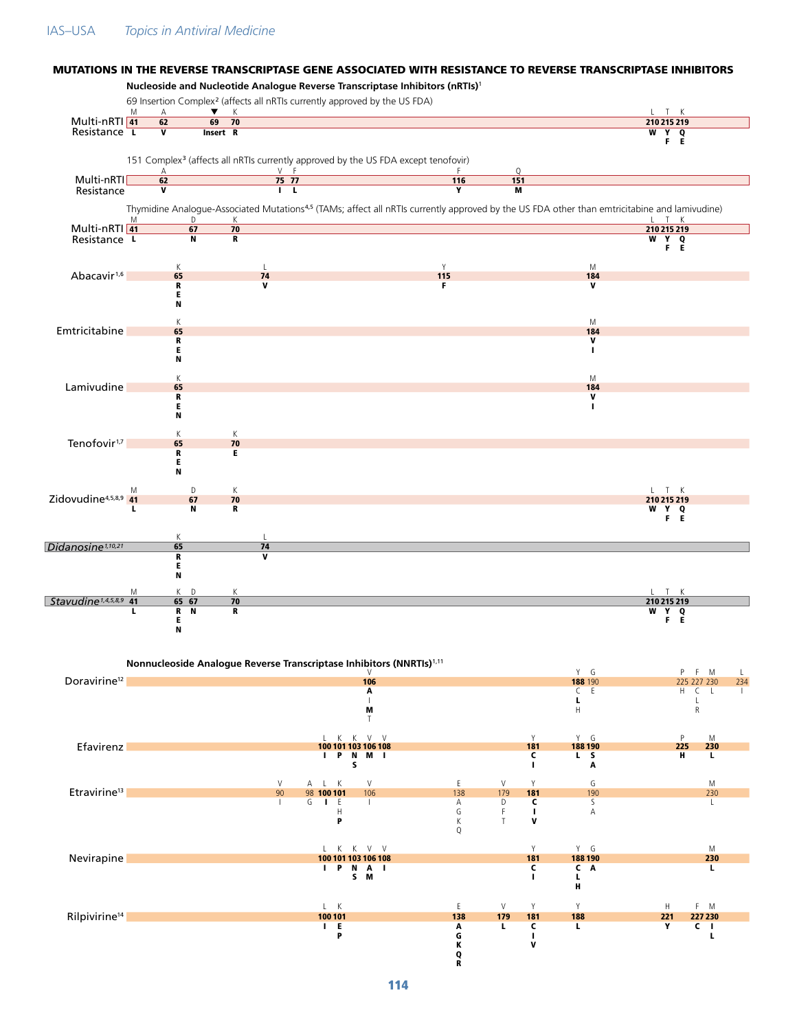## MUTATIONS IN THE REVERSE TRANSCRIPTASE GENE ASSOCIATED WITH RESISTANCE TO REVERSE TRANSCRIPTASE INHIBITORS

### Nucleoside and Nucleotide Analogue Reverse Transcriptase Inhibitors (nRTIs)[1]

**69 Insertion Complex[2] (affects all nRTIs currently approved by the US FDA)**

| | M41 | A62 | ▼69 | K70 | L210 | T215 | K219 |
|---|---|---|---|---|---|---|---|
| Multi-nRTI Resistance | L | V | Insert | R | W | Y, F | Q, E |

**151 Complex[3] (affects all nRTIs currently approved by the US FDA except tenofovir)**

| | A62 | V75 | F77 | F116 | Q151 |
|---|---|---|---|---|---|
| Multi-nRTI Resistance | V | I | L | Y | M |

**Thymidine Analogue-Associated Mutations[4,5] (TAMs; affect all nRTIs currently approved by the US FDA other than emtricitabine and lamivudine)**

| | M41 | D67 | K70 | L210 | T215 | K219 |
|---|---|---|---|---|---|---|
| Multi-nRTI Resistance | L | N | R | W | Y, F | Q, E |

| Drug | Mutations |
|---|---|
| Abacavir[1,6] | K65R/E/N, L74V, Y115F, M184V |
| Emtricitabine | K65R/E/N, M184V/I |
| Lamivudine | K65R/E/N, M184V/I |
| Tenofovir[1,7] | K65R/E/N, K70E |
| Zidovudine[4,5,8,9] | M41L, D67N, K70R, L210W, T215Y/F, K219Q/E |
| *Didanosine[1,10,21]* | K65R/E/N, L74V |
| *Stavudine[1,4,5,8,9]* | M41L, K65R/E/N, D67N, K70R, L210W, T215Y/F, K219Q/E |

### Nonnucleoside Analogue Reverse Transcriptase Inhibitors (NNRTIs)[1,11]

| Drug | Mutations |
|---|---|
| Doravirine[12] | **V106A/I/M**/T, **Y188C/L/H**, G190E, P225H, F227C/L/R, M230L, L234I |
| Efavirenz | **L100I**, **K101P**, **K103N/S**, **V106M**, **V108I**, **Y181C/I**, **Y188L**, **G190S/A**, **P225H**, **M230L** |
| Etravirine[13] | V90I, A98G, **L100I**, K101E/H/**P**, V106I, E138A/G/K/Q, V179D/F/T, **Y181C/I/V**, G190S/A, M230L |
| Nevirapine | **L100I**, **K101P**, **K103N/S**, **V106A/M**, **V108I**, **Y181C/I**, **Y188C/L/H**, **G190A**, **M230L** |
| Rilpivirine[14] | **L100I**, **K101E/P**, **E138A/G/K/Q/R**, **V179L**, **Y181C/I/V**, **Y188L**, **H221Y**, **F227C**, **M230I/L** |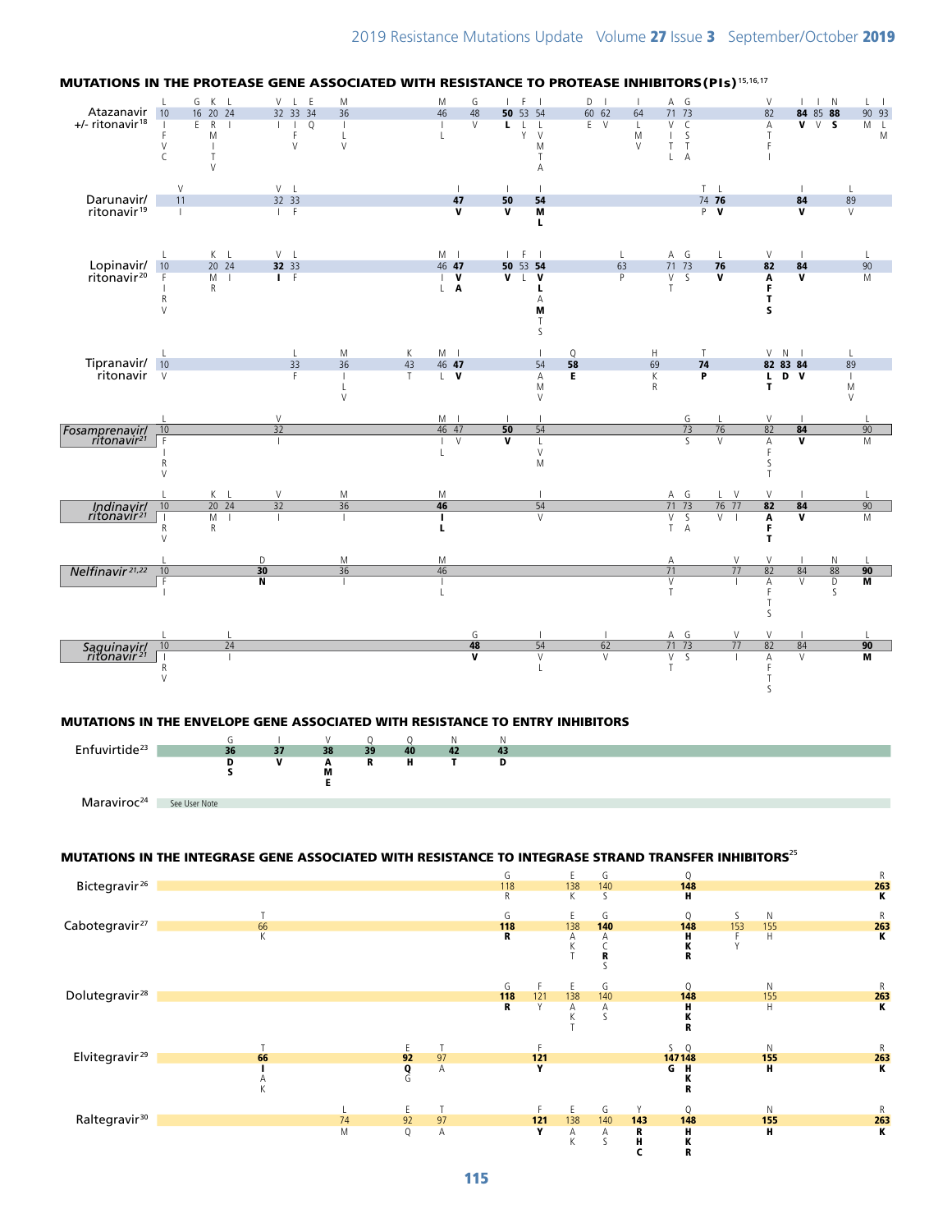## MUTATIONS IN THE PROTEASE GENE ASSOCIATED WITH RESISTANCE TO PROTEASE INHIBITORS (PIs)[15,16,17]

**Atazanavir +/- ritonavir[18]**

| Wild type | L | G | K | L | V | L | E | M | M | G | I | F | I | D | I | I | A | G | V | I | I | N | L | I |
|---|---|---|---|---|---|---|---|---|---|---|---|---|---|---|---|---|---|---|---|---|---|---|---|---|
| Codon | 10 | 16 | 20 | 24 | 32 | 33 | 34 | 36 | 46 | 48 | **50** | 53 | 54 | 60 | 62 | 64 | 71 | 73 | 82 | **84** | 85 | **88** | 90 | 93 |
| Mutation | I, F, V, C | E | R, M, I, T, V | I | I | I, F, V | Q | I, L, V | I, L | V | **L** | L, Y | L, V, M, T, A | E | V | L, M, V | V, I, T, L | C, S, T, A | A, T, F, I | **V** | V | **S** | M | L, M |

**Darunavir/ritonavir[19]**

| Wild type | V | V | L | I | I | I | T | L | I | L |
|---|---|---|---|---|---|---|---|---|---|---|
| Codon | 11 | 32 | 33 | **47** | **50** | **54** | 74 | **76** | **84** | 89 |
| Mutation | I | I | F | **V** | **V** | **M, L** | P | **V** | **V** | V |

**Lopinavir/ritonavir[20]**

| Wild type | L | K | L | V | L | M | I | I | F | I | L | A | G | L | V | I | L |
|---|---|---|---|---|---|---|---|---|---|---|---|---|---|---|---|---|---|
| Codon | 10 | 20 | 24 | **32** | 33 | 46 | **47** | **50** | 53 | **54** | 63 | 71 | 73 | **76** | **82** | **84** | 90 |
| Mutation | F, I, R, V | M, R | I | **I** | F | I, L | **V, A** | **V** | L | **V, L**, A, **M**, T, S | P | V, T | S | **V** | **A, F, T, S** | **V** | M |

**Tipranavir/ritonavir**

| Wild type | L | L | M | K | M | I | I | Q | H | T | V | N | I | L |
|---|---|---|---|---|---|---|---|---|---|---|---|---|---|---|
| Codon | 10 | 33 | 36 | 43 | 46 | **47** | 54 | **58** | 69 | **74** | **82** | **83** | **84** | 89 |
| Mutation | V | F | I, L, V | T | L | **V** | A, M, V | **E** | K, R | **P** | **L, T** | **D** | **V** | I, M, V |

***Fosamprenavir/ritonavir[21]***

| Wild type | L | V | M | I | I | I | G | L | V | I | L |
|---|---|---|---|---|---|---|---|---|---|---|---|
| Codon | 10 | 32 | 46 | 47 | **50** | 54 | 73 | 76 | 82 | **84** | 90 |
| Mutation | F, I, R, V | I | I, L | V | **V** | L, V, M | S | V | A, F, S, T | **V** | M |

***Indinavir/ritonavir[21]***

| Wild type | L | K | L | V | M | M | I | A | G | L | V | V | I | L |
|---|---|---|---|---|---|---|---|---|---|---|---|---|---|---|
| Codon | 10 | 20 | 24 | 32 | 36 | **46** | 54 | 71 | 73 | 76 | 77 | **82** | **84** | 90 |
| Mutation | I, R, V | M, R | I | I | I | **I, L** | V | V, T | S, A | V | I | **A, F, T** | **V** | M |

***Nelfinavir[21,22]***

| Wild type | L | D | M | M | A | V | V | I | N | L |
|---|---|---|---|---|---|---|---|---|---|---|
| Codon | 10 | **30** | 36 | 46 | 71 | 77 | 82 | 84 | 88 | **90** |
| Mutation | F, I | **N** | I | I, L | V, T | I | A, F, T, S | V | D, S | **M** |

***Saquinavir/ritonavir[21]***

| Wild type | L | L | G | I | I | A | G | V | V | I | L |
|---|---|---|---|---|---|---|---|---|---|---|---|
| Codon | 10 | 24 | **48** | 54 | 62 | 71 | 73 | 77 | 82 | 84 | **90** |
| Mutation | I, R, V | I | **V** | V, L | V | V, T | S | I | A, F, T, S | V | **M** |

## MUTATIONS IN THE ENVELOPE GENE ASSOCIATED WITH RESISTANCE TO ENTRY INHIBITORS

**Enfuvirtide[23]**

| Wild type | G | I | V | Q | Q | N | N |
|---|---|---|---|---|---|---|---|
| Codon | **36** | **37** | **38** | **39** | **40** | **42** | **43** |
| Mutation | **D, S** | **V** | **A, M, E** | **R** | **H** | **T** | **D** |

**Maraviroc[24]**: See User Note

## MUTATIONS IN THE INTEGRASE GENE ASSOCIATED WITH RESISTANCE TO INTEGRASE STRAND TRANSFER INHIBITORS[25]

**Bictegravir[26]**

| Wild type | G | E | G | Q | R |
|---|---|---|---|---|---|
| Codon | 118 | 138 | 140 | **148** | **263** |
| Mutation | R | K | S | **H** | **K** |

**Cabotegravir[27]**

| Wild type | T | G | E | G | Q | S | N | R |
|---|---|---|---|---|---|---|---|---|
| Codon | 66 | **118** | 138 | **140** | **148** | 153 | 155 | **263** |
| Mutation | K | **R** | A, K, T | A, C, **R**, S | **H, K, R** | F, Y | H | **K** |

**Dolutegravir[28]**

| Wild type | G | F | E | G | Q | N | R |
|---|---|---|---|---|---|---|---|
| Codon | **118** | 121 | 138 | 140 | **148** | 155 | **263** |
| Mutation | **R** | Y | A, K, T | A, S | **H, K, R** | H | **K** |

**Elvitegravir[29]**

| Wild type | T | E | T | F | S | Q | N | R |
|---|---|---|---|---|---|---|---|---|
| Codon | **66** | **92** | 97 | **121** | **147** | **148** | **155** | **263** |
| Mutation | **I**, A, K | **Q**, G | A | **Y** | **G** | **H, K, R** | **H** | **K** |

**Raltegravir[30]**

| Wild type | L | E | T | F | E | G | Y | Q | N | R |
|---|---|---|---|---|---|---|---|---|---|---|
| Codon | 74 | 92 | 97 | **121** | 138 | 140 | **143** | **148** | **155** | **263** |
| Mutation | M | Q | A | **Y** | A, K | A, S | **R, H, C** | **H, K, R** | **H** | **K** |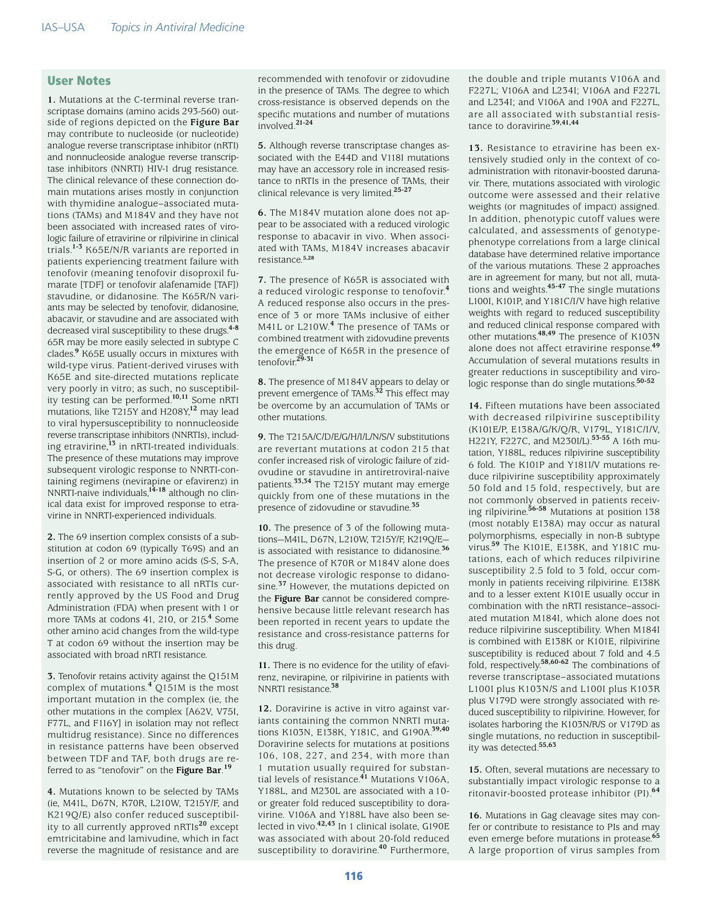## User Notes

**1.** Mutations at the C-terminal reverse transcriptase domains (amino acids 293-560) outside of regions depicted on the **Figure Bar** may contribute to nucleoside (or nucleotide) analogue reverse transcriptase inhibitor (nRTI) and nonnucleoside analogue reverse transcriptase inhibitors (NNRTI) HIV-1 drug resistance. The clinical relevance of these connection domain mutations arises mostly in conjunction with thymidine analogue–associated mutations (TAMs) and M184V and they have not been associated with increased rates of virologic failure of etravirine or rilpivirine in clinical trials.[1-3] K65E/N/R variants are reported in patients experiencing treatment failure with tenofovir (meaning tenofovir disoproxil fumarate [TDF] or tenofovir alafenamide [TAF]) stavudine, or didanosine. The K65R/N variants may be selected by tenofovir, didanosine, abacavir, or stavudine and are associated with decreased viral susceptibility to these drugs.[4-8] 65R may be more easily selected in subtype C clades.[9] K65E usually occurs in mixtures with wild-type virus. Patient-derived viruses with K65E and site-directed mutations replicate very poorly in vitro; as such, no susceptibility testing can be performed.[10,11] Some nRTI mutations, like T215Y and H208Y,[12] may lead to viral hypersusceptibility to nonnucleoside reverse transcriptase inhibitors (NNRTIs), including etravirine,[13] in nRTI-treated individuals. The presence of these mutations may improve subsequent virologic response to NNRTI-containing regimens (nevirapine or efavirenz) in NNRTI-naive individuals,[14-18] although no clinical data exist for improved response to etravirine in NNRTI-experienced individuals.

**2.** The 69 insertion complex consists of a substitution at codon 69 (typically T69S) and an insertion of 2 or more amino acids (S-S, S-A, S-G, or others). The 69 insertion complex is associated with resistance to all nRTIs currently approved by the US Food and Drug Administration (FDA) when present with 1 or more TAMs at codons 41, 210, or 215.[4] Some other amino acid changes from the wild-type T at codon 69 without the insertion may be associated with broad nRTI resistance.

**3.** Tenofovir retains activity against the Q151M complex of mutations.[4] Q151M is the most important mutation in the complex (ie, the other mutations in the complex [A62V, V75I, F77L, and F116Y] in isolation may not reflect multidrug resistance). Since no differences in resistance patterns have been observed between TDF and TAF, both drugs are referred to as "tenofovir" on the **Figure Bar**.[19]

**4.** Mutations known to be selected by TAMs (ie, M41L, D67N, K70R, L210W, T215Y/F, and K219Q/E) also confer reduced susceptibility to all currently approved nRTIs[20] except emtricitabine and lamivudine, which in fact reverse the magnitude of resistance and are recommended with tenofovir or zidovudine in the presence of TAMs. The degree to which cross-resistance is observed depends on the specific mutations and number of mutations involved.[21-24]

**5.** Although reverse transcriptase changes associated with the E44D and V118I mutations may have an accessory role in increased resistance to nRTIs in the presence of TAMs, their clinical relevance is very limited.[25-27]

**6.** The M184V mutation alone does not appear to be associated with a reduced virologic response to abacavir in vivo. When associated with TAMs, M184V increases abacavir resistance.[5,28]

**7.** The presence of K65R is associated with a reduced virologic response to tenofovir.[4] A reduced response also occurs in the presence of 3 or more TAMs inclusive of either M41L or L210W.[4] The presence of TAMs or combined treatment with zidovudine prevents the emergence of K65R in the presence of tenofovir.[29-31]

**8.** The presence of M184V appears to delay or prevent emergence of TAMs.[32] This effect may be overcome by an accumulation of TAMs or other mutations.

**9.** The T215A/C/D/E/G/H/I/L/N/S/V substitutions are revertant mutations at codon 215 that confer increased risk of virologic failure of zidovudine or stavudine in antiretroviral-naive patients.[33,34] The T215Y mutant may emerge quickly from one of these mutations in the presence of zidovudine or stavudine.[35]

**10.** The presence of 3 of the following mutations—M41L, D67N, L210W, T215Y/F, K219Q/E—is associated with resistance to didanosine.[36] The presence of K70R or M184V alone does not decrease virologic response to didanosine.[37] However, the mutations depicted on the **Figure Bar** cannot be considered comprehensive because little relevant research has been reported in recent years to update the resistance and cross-resistance patterns for this drug.

**11.** There is no evidence for the utility of efavirenz, nevirapine, or rilpivirine in patients with NNRTI resistance.[38]

**12.** Doravirine is active in vitro against variants containing the common NNRTI mutations K103N, E138K, Y181C, and G190A.[39,40] Doravirine selects for mutations at positions 106, 108, 227, and 234, with more than 1 mutation usually required for substantial levels of resistance.[41] Mutations V106A, Y188L, and M230L are associated with a 10- or greater fold reduced susceptibility to doravirine. V106A and Y188L have also been selected in vivo.[42,43] In 1 clinical isolate, G190E was associated with about 20-fold reduced susceptibility to doravirine.[40] Furthermore, the double and triple mutants V106A and F227L; V106A and L234I; V106A and F227L and L234I; and V106A and 190A and F227L, are all associated with substantial resistance to doravirine.[39,41,44]

**13.** Resistance to etravirine has been extensively studied only in the context of coadministration with ritonavir-boosted darunavir. There, mutations associated with virologic outcome were assessed and their relative weights (or magnitudes of impact) assigned. In addition, phenotypic cutoff values were calculated, and assessments of genotype-phenotype correlations from a large clinical database have determined relative importance of the various mutations. These 2 approaches are in agreement for many, but not all, mutations and weights.[45-47] The single mutations L100I, K101P, and Y181C/I/V have high relative weights with regard to reduced susceptibility and reduced clinical response compared with other mutations.[48,49] The presence of K103N alone does not affect etravirine response.[49] Accumulation of several mutations results in greater reductions in susceptibility and virologic response than do single mutations.[50-52]

**14.** Fifteen mutations have been associated with decreased rilpivirine susceptibility (K101E/P, E138A/G/K/Q/R, V179L, Y181C/I/V, H221Y, F227C, and M230I/L).[53-55] A 16th mutation, Y188L, reduces rilpivirine susceptibility 6 fold. The K101P and Y181I/V mutations reduce rilpivirine susceptibility approximately 50 fold and 15 fold, respectively, but are not commonly observed in patients receiving rilpivirine.[56-58] Mutations at position 138 (most notably E138A) may occur as natural polymorphisms, especially in non-B subtype virus.[59] The K101E, E138K, and Y181C mutations, each of which reduces rilpivirine susceptibility 2.5 fold to 3 fold, occur commonly in patients receiving rilpivirine. E138K and to a lesser extent K101E usually occur in combination with the nRTI resistance–associated mutation M184I, which alone does not reduce rilpivirine susceptibility. When M184I is combined with E138K or K101E, rilpivirine susceptibility is reduced about 7 fold and 4.5 fold, respectively.[58,60-62] The combinations of reverse transcriptase–associated mutations L100I plus K103N/S and L100I plus K103R plus V179D were strongly associated with reduced susceptibility to rilpivirine. However, for isolates harboring the K103N/R/S or V179D as single mutations, no reduction in susceptibility was detected.[55,63]

**15.** Often, several mutations are necessary to substantially impact virologic response to a ritonavir-boosted protease inhibitor (PI).[64]

**16.** Mutations in Gag cleavage sites may confer or contribute to resistance to PIs and may even emerge before mutations in protease.[65] A large proportion of virus samples from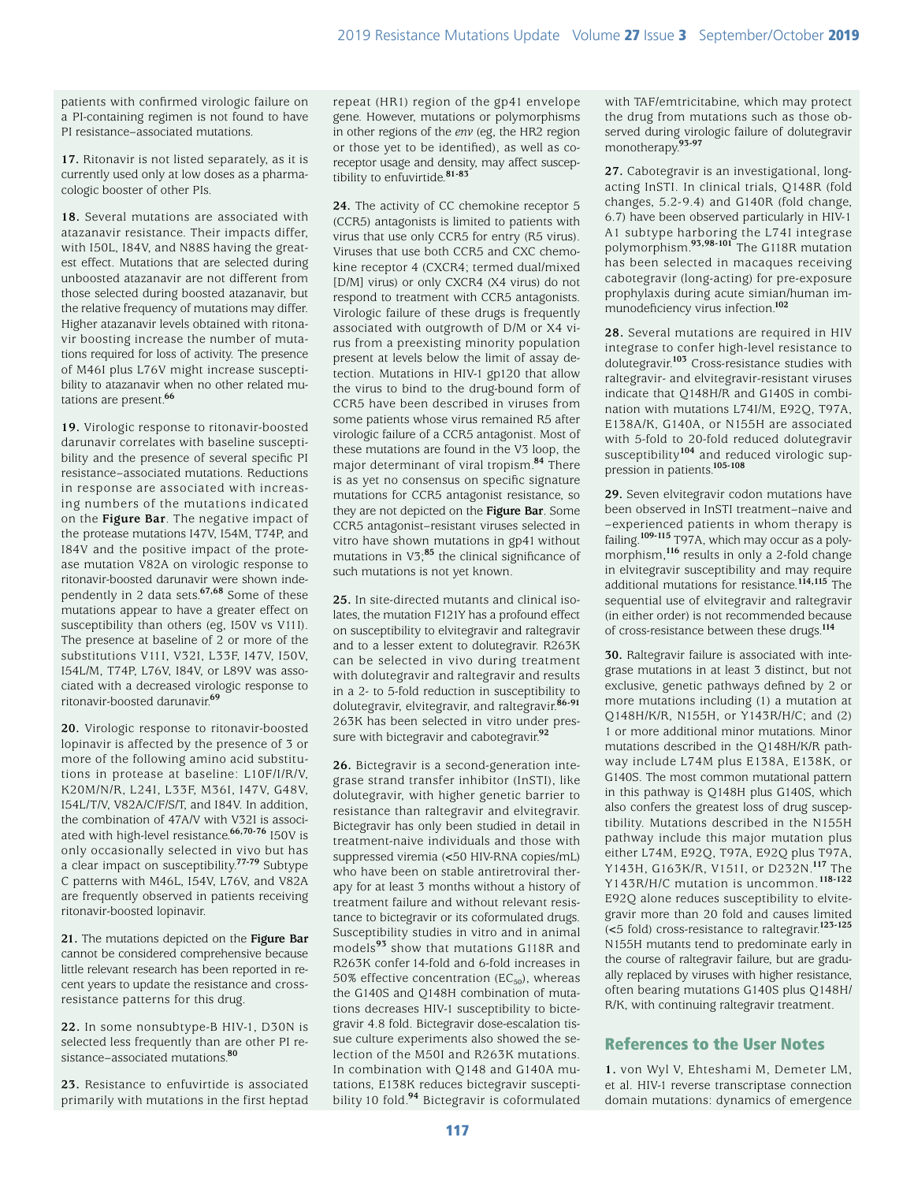patients with confirmed virologic failure on a PI-containing regimen is not found to have PI resistance–associated mutations.

**17.** Ritonavir is not listed separately, as it is currently used only at low doses as a pharmacologic booster of other PIs.

**18.** Several mutations are associated with atazanavir resistance. Their impacts differ, with I50L, I84V, and N88S having the greatest effect. Mutations that are selected during unboosted atazanavir are not different from those selected during boosted atazanavir, but the relative frequency of mutations may differ. Higher atazanavir levels obtained with ritonavir boosting increase the number of mutations required for loss of activity. The presence of M46I plus L76V might increase susceptibility to atazanavir when no other related mutations are present.[66]

**19.** Virologic response to ritonavir-boosted darunavir correlates with baseline susceptibility and the presence of several specific PI resistance–associated mutations. Reductions in response are associated with increasing numbers of the mutations indicated on the **Figure Bar**. The negative impact of the protease mutations I47V, I54M, T74P, and I84V and the positive impact of the protease mutation V82A on virologic response to ritonavir-boosted darunavir were shown independently in 2 data sets.[67,68] Some of these mutations appear to have a greater effect on susceptibility than others (eg, I50V vs V11I). The presence at baseline of 2 or more of the substitutions V11I, V32I, L33F, I47V, I50V, I54L/M, T74P, L76V, I84V, or L89V was associated with a decreased virologic response to ritonavir-boosted darunavir.[69]

**20.** Virologic response to ritonavir-boosted lopinavir is affected by the presence of 3 or more of the following amino acid substitutions in protease at baseline: L10F/I/R/V, K20M/N/R, L24I, L33F, M36I, I47V, G48V, I54L/T/V, V82A/C/F/S/T, and I84V. In addition, the combination of 47A/V with V32I is associated with high-level resistance.[66,70-76] I50V is only occasionally selected in vivo but has a clear impact on susceptibility.[77-79] Subtype C patterns with M46L, I54V, L76V, and V82A are frequently observed in patients receiving ritonavir-boosted lopinavir.

**21.** The mutations depicted on the **Figure Bar** cannot be considered comprehensive because little relevant research has been reported in recent years to update the resistance and cross-resistance patterns for this drug.

**22.** In some nonsubtype-B HIV-1, D30N is selected less frequently than are other PI resistance–associated mutations.[80]

**23.** Resistance to enfuvirtide is associated primarily with mutations in the first heptad repeat (HR1) region of the gp41 envelope gene. However, mutations or polymorphisms in other regions of the *env* (eg, the HR2 region or those yet to be identified), as well as coreceptor usage and density, may affect susceptibility to enfuvirtide.[81-83]

**24.** The activity of CC chemokine receptor 5 (CCR5) antagonists is limited to patients with virus that use only CCR5 for entry (R5 virus). Viruses that use both CCR5 and CXC chemokine receptor 4 (CXCR4; termed dual/mixed [D/M] virus) or only CXCR4 (X4 virus) do not respond to treatment with CCR5 antagonists. Virologic failure of these drugs is frequently associated with outgrowth of D/M or X4 virus from a preexisting minority population present at levels below the limit of assay detection. Mutations in HIV-1 gp120 that allow the virus to bind to the drug-bound form of CCR5 have been described in viruses from some patients whose virus remained R5 after virologic failure of a CCR5 antagonist. Most of these mutations are found in the V3 loop, the major determinant of viral tropism.[84] There is as yet no consensus on specific signature mutations for CCR5 antagonist resistance, so they are not depicted on the **Figure Bar**. Some CCR5 antagonist–resistant viruses selected in vitro have shown mutations in gp41 without mutations in V3;[85] the clinical significance of such mutations is not yet known.

**25.** In site-directed mutants and clinical isolates, the mutation F121Y has a profound effect on susceptibility to elvitegravir and raltegravir and to a lesser extent to dolutegravir. R263K can be selected in vivo during treatment with dolutegravir and raltegravir and results in a 2- to 5-fold reduction in susceptibility to dolutegravir, elvitegravir, and raltegravir.[86-91] 263K has been selected in vitro under pressure with bictegravir and cabotegravir.[92]

**26.** Bictegravir is a second-generation integrase strand transfer inhibitor (InSTI), like dolutegravir, with higher genetic barrier to resistance than raltegravir and elvitegravir. Bictegravir has only been studied in detail in treatment-naive individuals and those with suppressed viremia (<50 HIV-RNA copies/mL) who have been on stable antiretroviral therapy for at least 3 months without a history of treatment failure and without relevant resistance to bictegravir or its coformulated drugs. Susceptibility studies in vitro and in animal models[93] show that mutations G118R and R263K confer 14-fold and 6-fold increases in 50% effective concentration ($EC_{50}$), whereas the G140S and Q148H combination of mutations decreases HIV-1 susceptibility to bictegravir 4.8 fold. Bictegravir dose-escalation tissue culture experiments also showed the selection of the M50I and R263K mutations. In combination with Q148 and G140A mutations, E138K reduces bictegravir susceptibility 10 fold.[94] Bictegravir is coformulated with TAF/emtricitabine, which may protect the drug from mutations such as those observed during virologic failure of dolutegravir monotherapy.[93-97]

**27.** Cabotegravir is an investigational, long-acting InSTI. In clinical trials, Q148R (fold changes, 5.2-9.4) and G140R (fold change, 6.7) have been observed particularly in HIV-1 A1 subtype harboring the L74I integrase polymorphism.[93,98-101] The G118R mutation has been selected in macaques receiving cabotegravir (long-acting) for pre-exposure prophylaxis during acute simian/human immunodeficiency virus infection.[102]

**28.** Several mutations are required in HIV integrase to confer high-level resistance to dolutegravir.[103] Cross-resistance studies with raltegravir- and elvitegravir-resistant viruses indicate that Q148H/R and G140S in combination with mutations L74I/M, E92Q, T97A, E138A/K, G140A, or N155H are associated with 5-fold to 20-fold reduced dolutegravir susceptibility[104] and reduced virologic suppression in patients.[105-108]

**29.** Seven elvitegravir codon mutations have been observed in InSTI treatment–naive and –experienced patients in whom therapy is failing.[109-115] T97A, which may occur as a polymorphism,[116] results in only a 2-fold change in elvitegravir susceptibility and may require additional mutations for resistance.[114,115] The sequential use of elvitegravir and raltegravir (in either order) is not recommended because of cross-resistance between these drugs.[114]

**30.** Raltegravir failure is associated with integrase mutations in at least 3 distinct, but not exclusive, genetic pathways defined by 2 or more mutations including (1) a mutation at Q148H/K/R, N155H, or Y143R/H/C; and (2) 1 or more additional minor mutations. Minor mutations described in the Q148H/K/R pathway include L74M plus E138A, E138K, or G140S. The most common mutational pattern in this pathway is Q148H plus G140S, which also confers the greatest loss of drug susceptibility. Mutations described in the N155H pathway include this major mutation plus either L74M, E92Q, T97A, E92Q plus T97A, Y143H, G163K/R, V151I, or D232N.[117] The Y143R/H/C mutation is uncommon.[118-122] E92Q alone reduces susceptibility to elvitegravir more than 20 fold and causes limited (<5 fold) cross-resistance to raltegravir.[123-125] N155H mutants tend to predominate early in the course of raltegravir failure, but are gradually replaced by viruses with higher resistance, often bearing mutations G140S plus Q148H/R/K, with continuing raltegravir treatment.

## References to the User Notes

**1.** von Wyl V, Ehteshami M, Demeter LM, et al. HIV-1 reverse transcriptase connection domain mutations: dynamics of emergence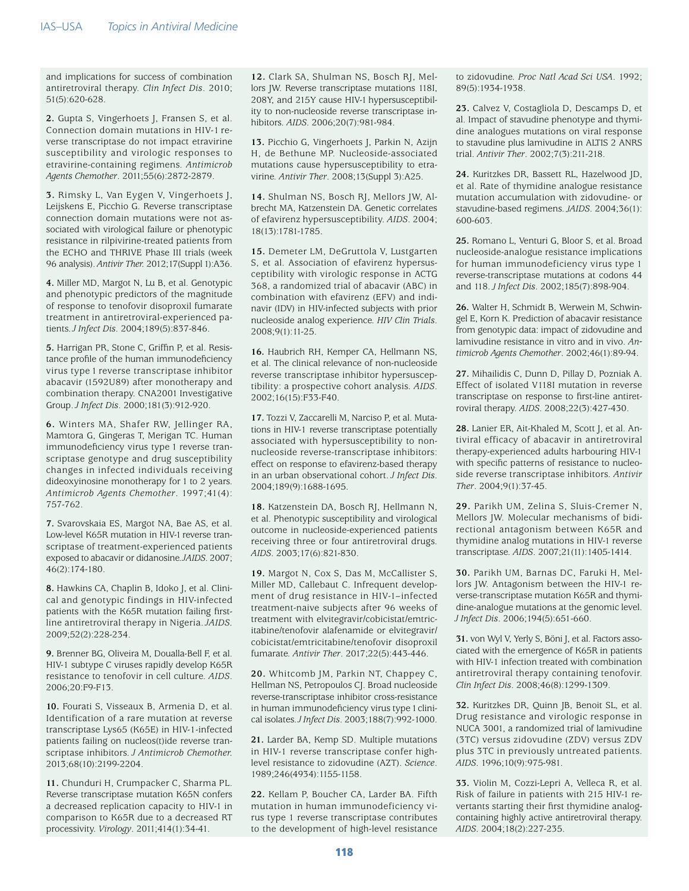and implications for success of combination antiretroviral therapy. *Clin Infect Dis*. 2010; 51(5):620-628.

**2.** Gupta S, Vingerhoets J, Fransen S, et al. Connection domain mutations in HIV-1 reverse transcriptase do not impact etravirine susceptibility and virologic responses to etravirine-containing regimens. *Antimicrob Agents Chemother*. 2011;55(6):2872-2879.

**3.** Rimsky L, Van Eygen V, Vingerhoets J, Leijskens E, Picchio G. Reverse transcriptase connection domain mutations were not associated with virological failure or phenotypic resistance in rilpivirine-treated patients from the ECHO and THRIVE Phase III trials (week 96 analysis). *Antivir Ther*. 2012;17(Suppl 1):A36.

**4.** Miller MD, Margot N, Lu B, et al. Genotypic and phenotypic predictors of the magnitude of response to tenofovir disoproxil fumarate treatment in antiretroviral-experienced patients. *J Infect Dis*. 2004;189(5):837-846.

**5.** Harrigan PR, Stone C, Griffin P, et al. Resistance profile of the human immunodeficiency virus type 1 reverse transcriptase inhibitor abacavir (1592U89) after monotherapy and combination therapy. CNA2001 Investigative Group. *J Infect Dis*. 2000;181(3):912-920.

**6.** Winters MA, Shafer RW, Jellinger RA, Mamtora G, Gingeras T, Merigan TC. Human immunodeficiency virus type 1 reverse transcriptase genotype and drug susceptibility changes in infected individuals receiving dideoxyinosine monotherapy for 1 to 2 years. *Antimicrob Agents Chemother*. 1997;41(4): 757-762.

**7.** Svarovskaia ES, Margot NA, Bae AS, et al. Low-level K65R mutation in HIV-1 reverse transcriptase of treatment-experienced patients exposed to abacavir or didanosine. *JAIDS*. 2007; 46(2):174-180.

**8.** Hawkins CA, Chaplin B, Idoko J, et al. Clinical and genotypic findings in HIV-infected patients with the K65R mutation failing first-line antiretroviral therapy in Nigeria. *JAIDS*. 2009;52(2):228-234.

**9.** Brenner BG, Oliveira M, Doualla-Bell F, et al. HIV-1 subtype C viruses rapidly develop K65R resistance to tenofovir in cell culture. *AIDS*. 2006;20:F9-F13.

**10.** Fourati S, Visseaux B, Armenia D, et al. Identification of a rare mutation at reverse transcriptase Lys65 (K65E) in HIV-1-infected patients failing on nucleos(t)ide reverse transcriptase inhibitors. *J Antimicrob Chemother*. 2013;68(10):2199-2204.

**11.** Chunduri H, Crumpacker C, Sharma PL. Reverse transcriptase mutation K65N confers a decreased replication capacity to HIV-1 in comparison to K65R due to a decreased RT processivity. *Virology*. 2011;414(1):34-41.

**12.** Clark SA, Shulman NS, Bosch RJ, Mellors JW. Reverse transcriptase mutations 118I, 208Y, and 215Y cause HIV-1 hypersusceptibility to non-nucleoside reverse transcriptase inhibitors. *AIDS*. 2006;20(7):981-984.

**13.** Picchio G, Vingerhoets J, Parkin N, Azijn H, de Bethune MP. Nucleoside-associated mutations cause hypersusceptibility to etravirine. *Antivir Ther*. 2008;13(Suppl 3):A25.

**14.** Shulman NS, Bosch RJ, Mellors JW, Albrecht MA, Katzenstein DA. Genetic correlates of efavirenz hypersusceptibility. *AIDS*. 2004; 18(13):1781-1785.

**15.** Demeter LM, DeGruttola V, Lustgarten S, et al. Association of efavirenz hypersusceptibility with virologic response in ACTG 368, a randomized trial of abacavir (ABC) in combination with efavirenz (EFV) and indinavir (IDV) in HIV-infected subjects with prior nucleoside analog experience. *HIV Clin Trials*. 2008;9(1):11-25.

**16.** Haubrich RH, Kemper CA, Hellmann NS, et al. The clinical relevance of non-nucleoside reverse transcriptase inhibitor hypersusceptibility: a prospective cohort analysis. *AIDS*. 2002;16(15):F33-F40.

**17.** Tozzi V, Zaccarelli M, Narciso P, et al. Mutations in HIV-1 reverse transcriptase potentially associated with hypersusceptibility to nonnucleoside reverse-transcriptase inhibitors: effect on response to efavirenz-based therapy in an urban observational cohort. *J Infect Dis*. 2004;189(9):1688-1695.

**18.** Katzenstein DA, Bosch RJ, Hellmann N, et al. Phenotypic susceptibility and virological outcome in nucleoside-experienced patients receiving three or four antiretroviral drugs. *AIDS*. 2003;17(6):821-830.

**19.** Margot N, Cox S, Das M, McCallister S, Miller MD, Callebaut C. Infrequent development of drug resistance in HIV-1–infected treatment-naive subjects after 96 weeks of treatment with elvitegravir/cobicistat/emtricitabine/tenofovir alafenamide or elvitegravir/cobicistat/emtricitabine/tenofovir disoproxil fumarate. *Antivir Ther*. 2017;22(5):443-446.

**20.** Whitcomb JM, Parkin NT, Chappey C, Hellman NS, Petropoulos CJ. Broad nucleoside reverse-transcriptase inhibitor cross-resistance in human immunodeficiency virus type 1 clinical isolates. *J Infect Dis*. 2003;188(7):992-1000.

**21.** Larder BA, Kemp SD. Multiple mutations in HIV-1 reverse transcriptase confer high-level resistance to zidovudine (AZT). *Science*. 1989;246(4934):1155-1158.

**22.** Kellam P, Boucher CA, Larder BA. Fifth mutation in human immunodeficiency virus type 1 reverse transcriptase contributes to the development of high-level resistance to zidovudine. *Proc Natl Acad Sci USA*. 1992; 89(5):1934-1938.

**23.** Calvez V, Costagliola D, Descamps D, et al. Impact of stavudine phenotype and thymidine analogues mutations on viral response to stavudine plus lamivudine in ALTIS 2 ANRS trial. *Antivir Ther*. 2002;7(3):211-218.

**24.** Kuritzkes DR, Bassett RL, Hazelwood JD, et al. Rate of thymidine analogue resistance mutation accumulation with zidovudine- or stavudine-based regimens. *JAIDS*. 2004;36(1): 600-603.

**25.** Romano L, Venturi G, Bloor S, et al. Broad nucleoside-analogue resistance implications for human immunodeficiency virus type 1 reverse-transcriptase mutations at codons 44 and 118. *J Infect Dis*. 2002;185(7):898-904.

**26.** Walter H, Schmidt B, Werwein M, Schwingel E, Korn K. Prediction of abacavir resistance from genotypic data: impact of zidovudine and lamivudine resistance in vitro and in vivo. *Antimicrob Agents Chemother*. 2002;46(1):89-94.

**27.** Mihailidis C, Dunn D, Pillay D, Pozniak A. Effect of isolated V118I mutation in reverse transcriptase on response to first-line antiretroviral therapy. *AIDS*. 2008;22(3):427-430.

**28.** Lanier ER, Ait-Khaled M, Scott J, et al. Antiviral efficacy of abacavir in antiretroviral therapy-experienced adults harbouring HIV-1 with specific patterns of resistance to nucleoside reverse transcriptase inhibitors. *Antivir Ther*. 2004;9(1):37-45.

**29.** Parikh UM, Zelina S, Sluis-Cremer N, Mellors JW. Molecular mechanisms of bidirectional antagonism between K65R and thymidine analog mutations in HIV-1 reverse transcriptase. *AIDS*. 2007;21(11):1405-1414.

**30.** Parikh UM, Barnas DC, Faruki H, Mellors JW. Antagonism between the HIV-1 reverse-transcriptase mutation K65R and thymidine-analogue mutations at the genomic level. *J Infect Dis*. 2006;194(5):651-660.

**31.** von Wyl V, Yerly S, Böni J, et al. Factors associated with the emergence of K65R in patients with HIV-1 infection treated with combination antiretroviral therapy containing tenofovir. *Clin Infect Dis*. 2008;46(8):1299-1309.

**32.** Kuritzkes DR, Quinn JB, Benoit SL, et al. Drug resistance and virologic response in NUCA 3001, a randomized trial of lamivudine (3TC) versus zidovudine (ZDV) versus ZDV plus 3TC in previously untreated patients. *AIDS*. 1996;10(9):975-981.

**33.** Violin M, Cozzi-Lepri A, Velleca R, et al. Risk of failure in patients with 215 HIV-1 revertants starting their first thymidine analog-containing highly active antiretroviral therapy. *AIDS*. 2004;18(2):227-235.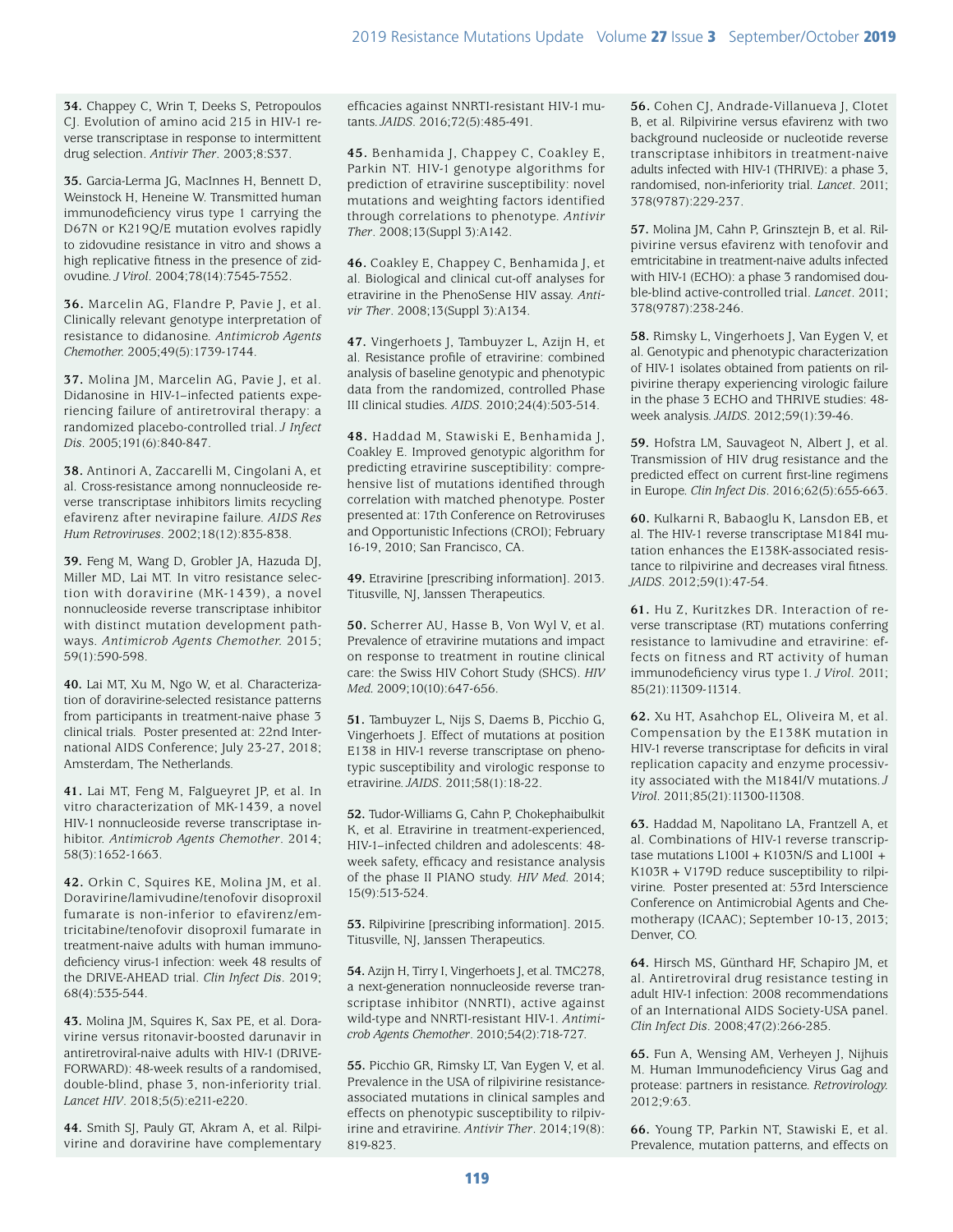**34.** Chappey C, Wrin T, Deeks S, Petropoulos CJ. Evolution of amino acid 215 in HIV-1 reverse transcriptase in response to intermittent drug selection. *Antivir Ther*. 2003;8:S37.

**35.** Garcia-Lerma JG, MacInnes H, Bennett D, Weinstock H, Heneine W. Transmitted human immunodeficiency virus type 1 carrying the D67N or K219Q/E mutation evolves rapidly to zidovudine resistance in vitro and shows a high replicative fitness in the presence of zidovudine. *J Virol*. 2004;78(14):7545-7552.

**36.** Marcelin AG, Flandre P, Pavie J, et al. Clinically relevant genotype interpretation of resistance to didanosine. *Antimicrob Agents Chemother*. 2005;49(5):1739-1744.

**37.** Molina JM, Marcelin AG, Pavie J, et al. Didanosine in HIV-1–infected patients experiencing failure of antiretroviral therapy: a randomized placebo-controlled trial. *J Infect Dis*. 2005;191(6):840-847.

**38.** Antinori A, Zaccarelli M, Cingolani A, et al. Cross-resistance among nonnucleoside reverse transcriptase inhibitors limits recycling efavirenz after nevirapine failure. *AIDS Res Hum Retroviruses*. 2002;18(12):835-838.

**39.** Feng M, Wang D, Grobler JA, Hazuda DJ, Miller MD, Lai MT. In vitro resistance selection with doravirine (MK-1439), a novel nonnucleoside reverse transcriptase inhibitor with distinct mutation development pathways. *Antimicrob Agents Chemother*. 2015; 59(1):590-598.

**40.** Lai MT, Xu M, Ngo W, et al. Characterization of doravirine-selected resistance patterns from participants in treatment-naive phase 3 clinical trials. Poster presented at: 22nd International AIDS Conference; July 23-27, 2018; Amsterdam, The Netherlands.

**41.** Lai MT, Feng M, Falgueyret JP, et al. In vitro characterization of MK-1439, a novel HIV-1 nonnucleoside reverse transcriptase inhibitor. *Antimicrob Agents Chemother*. 2014; 58(3):1652-1663.

**42.** Orkin C, Squires KE, Molina JM, et al. Doravirine/lamivudine/tenofovir disoproxil fumarate is non-inferior to efavirenz/emtricitabine/tenofovir disoproxil fumarate in treatment-naive adults with human immunodeficiency virus-1 infection: week 48 results of the DRIVE-AHEAD trial. *Clin Infect Dis*. 2019; 68(4):535-544.

**43.** Molina JM, Squires K, Sax PE, et al. Doravirine versus ritonavir-boosted darunavir in antiretroviral-naive adults with HIV-1 (DRIVE-FORWARD): 48-week results of a randomised, double-blind, phase 3, non-inferiority trial. *Lancet HIV*. 2018;5(5):e211-e220.

**44.** Smith SJ, Pauly GT, Akram A, et al. Rilpivirine and doravirine have complementary efficacies against NNRTI-resistant HIV-1 mutants. *JAIDS*. 2016;72(5):485-491.

**45.** Benhamida J, Chappey C, Coakley E, Parkin NT. HIV-1 genotype algorithms for prediction of etravirine susceptibility: novel mutations and weighting factors identified through correlations to phenotype. *Antivir Ther*. 2008;13(Suppl 3):A142.

**46.** Coakley E, Chappey C, Benhamida J, et al. Biological and clinical cut-off analyses for etravirine in the PhenoSense HIV assay. *Antivir Ther*. 2008;13(Suppl 3):A134.

**47.** Vingerhoets J, Tambuyzer L, Azijn H, et al. Resistance profile of etravirine: combined analysis of baseline genotypic and phenotypic data from the randomized, controlled Phase III clinical studies. *AIDS*. 2010;24(4):503-514.

**48.** Haddad M, Stawiski E, Benhamida J, Coakley E. Improved genotypic algorithm for predicting etravirine susceptibility: comprehensive list of mutations identified through correlation with matched phenotype. Poster presented at: 17th Conference on Retroviruses and Opportunistic Infections (CROI); February 16-19, 2010; San Francisco, CA.

**49.** Etravirine [prescribing information]. 2013. Titusville, NJ, Janssen Therapeutics.

**50.** Scherrer AU, Hasse B, Von Wyl V, et al. Prevalence of etravirine mutations and impact on response to treatment in routine clinical care: the Swiss HIV Cohort Study (SHCS). *HIV Med*. 2009;10(10):647-656.

**51.** Tambuyzer L, Nijs S, Daems B, Picchio G, Vingerhoets J. Effect of mutations at position E138 in HIV-1 reverse transcriptase on phenotypic susceptibility and virologic response to etravirine. *JAIDS*. 2011;58(1):18-22.

**52.** Tudor-Williams G, Cahn P, Chokephaibulkit K, et al. Etravirine in treatment-experienced, HIV-1–infected children and adolescents: 48-week safety, efficacy and resistance analysis of the phase II PIANO study. *HIV Med*. 2014; 15(9):513-524.

**53.** Rilpivirine [prescribing information]. 2015. Titusville, NJ, Janssen Therapeutics.

**54.** Azijn H, Tirry I, Vingerhoets J, et al. TMC278, a next-generation nonnucleoside reverse transcriptase inhibitor (NNRTI), active against wild-type and NNRTI-resistant HIV-1. *Antimicrob Agents Chemother*. 2010;54(2):718-727.

**55.** Picchio GR, Rimsky LT, Van Eygen V, et al. Prevalence in the USA of rilpivirine resistance-associated mutations in clinical samples and effects on phenotypic susceptibility to rilpivirine and etravirine. *Antivir Ther*. 2014;19(8): 819-823.

**56.** Cohen CJ, Andrade-Villanueva J, Clotet B, et al. Rilpivirine versus efavirenz with two background nucleoside or nucleotide reverse transcriptase inhibitors in treatment-naive adults infected with HIV-1 (THRIVE): a phase 3, randomised, non-inferiority trial. *Lancet*. 2011; 378(9787):229-237.

**57.** Molina JM, Cahn P, Grinsztejn B, et al. Rilpivirine versus efavirenz with tenofovir and emtricitabine in treatment-naive adults infected with HIV-1 (ECHO): a phase 3 randomised double-blind active-controlled trial. *Lancet*. 2011; 378(9787):238-246.

**58.** Rimsky L, Vingerhoets J, Van Eygen V, et al. Genotypic and phenotypic characterization of HIV-1 isolates obtained from patients on rilpivirine therapy experiencing virologic failure in the phase 3 ECHO and THRIVE studies: 48-week analysis. *JAIDS*. 2012;59(1):39-46.

**59.** Hofstra LM, Sauvageot N, Albert J, et al. Transmission of HIV drug resistance and the predicted effect on current first-line regimens in Europe. *Clin Infect Dis*. 2016;62(5):655-663.

**60.** Kulkarni R, Babaoglu K, Lansdon EB, et al. The HIV-1 reverse transcriptase M184I mutation enhances the E138K-associated resistance to rilpivirine and decreases viral fitness. *JAIDS*. 2012;59(1):47-54.

**61.** Hu Z, Kuritzkes DR. Interaction of reverse transcriptase (RT) mutations conferring resistance to lamivudine and etravirine: effects on fitness and RT activity of human immunodeficiency virus type 1. *J Virol*. 2011; 85(21):11309-11314.

**62.** Xu HT, Asahchop EL, Oliveira M, et al. Compensation by the E138K mutation in HIV-1 reverse transcriptase for deficits in viral replication capacity and enzyme processivity associated with the M184I/V mutations. *J Virol*. 2011;85(21):11300-11308.

**63.** Haddad M, Napolitano LA, Frantzell A, et al. Combinations of HIV-1 reverse transcriptase mutations L100I + K103N/S and L100I + K103R + V179D reduce susceptibility to rilpivirine. Poster presented at: 53rd Interscience Conference on Antimicrobial Agents and Chemotherapy (ICAAC); September 10-13, 2013; Denver, CO.

**64.** Hirsch MS, Günthard HF, Schapiro JM, et al. Antiretroviral drug resistance testing in adult HIV-1 infection: 2008 recommendations of an International AIDS Society-USA panel. *Clin Infect Dis*. 2008;47(2):266-285.

**65.** Fun A, Wensing AM, Verheyen J, Nijhuis M. Human Immunodeficiency Virus Gag and protease: partners in resistance. *Retrovirology*. 2012;9:63.

**66.** Young TP, Parkin NT, Stawiski E, et al. Prevalence, mutation patterns, and effects on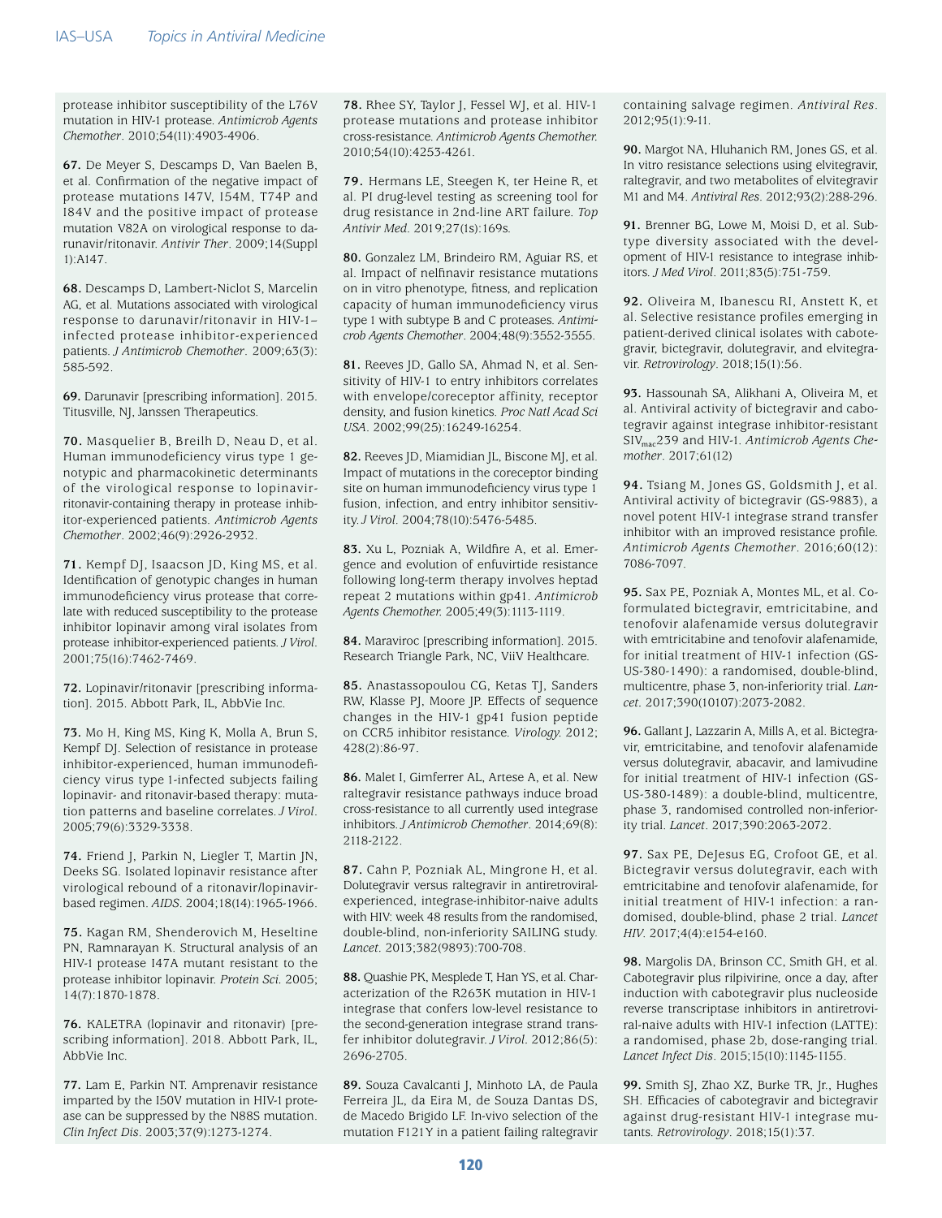protease inhibitor susceptibility of the L76V mutation in HIV-1 protease. *Antimicrob Agents Chemother*. 2010;54(11):4903-4906.

**67.** De Meyer S, Descamps D, Van Baelen B, et al. Confirmation of the negative impact of protease mutations I47V, I54M, T74P and I84V and the positive impact of protease mutation V82A on virological response to darunavir/ritonavir. *Antivir Ther*. 2009;14(Suppl 1):A147.

**68.** Descamps D, Lambert-Niclot S, Marcelin AG, et al. Mutations associated with virological response to darunavir/ritonavir in HIV-1–infected protease inhibitor-experienced patients. *J Antimicrob Chemother*. 2009;63(3): 585-592.

**69.** Darunavir [prescribing information]. 2015. Titusville, NJ, Janssen Therapeutics.

**70.** Masquelier B, Breilh D, Neau D, et al. Human immunodeficiency virus type 1 genotypic and pharmacokinetic determinants of the virological response to lopinavir-ritonavir-containing therapy in protease inhibitor-experienced patients. *Antimicrob Agents Chemother*. 2002;46(9):2926-2932.

**71.** Kempf DJ, Isaacson JD, King MS, et al. Identification of genotypic changes in human immunodeficiency virus protease that correlate with reduced susceptibility to the protease inhibitor lopinavir among viral isolates from protease inhibitor-experienced patients. *J Virol*. 2001;75(16):7462-7469.

**72.** Lopinavir/ritonavir [prescribing information]. 2015. Abbott Park, IL, AbbVie Inc.

**73.** Mo H, King MS, King K, Molla A, Brun S, Kempf DJ. Selection of resistance in protease inhibitor-experienced, human immunodeficiency virus type 1-infected subjects failing lopinavir- and ritonavir-based therapy: mutation patterns and baseline correlates. *J Virol*. 2005;79(6):3329-3338.

**74.** Friend J, Parkin N, Liegler T, Martin JN, Deeks SG. Isolated lopinavir resistance after virological rebound of a ritonavir/lopinavir-based regimen. *AIDS*. 2004;18(14):1965-1966.

**75.** Kagan RM, Shenderovich M, Heseltine PN, Ramnarayan K. Structural analysis of an HIV-1 protease I47A mutant resistant to the protease inhibitor lopinavir. *Protein Sci*. 2005; 14(7):1870-1878.

**76.** KALETRA (lopinavir and ritonavir) [prescribing information]. 2018. Abbott Park, IL, AbbVie Inc.

**77.** Lam E, Parkin NT. Amprenavir resistance imparted by the I50V mutation in HIV-1 protease can be suppressed by the N88S mutation. *Clin Infect Dis*. 2003;37(9):1273-1274.

**78.** Rhee SY, Taylor J, Fessel WJ, et al. HIV-1 protease mutations and protease inhibitor cross-resistance. *Antimicrob Agents Chemother*. 2010;54(10):4253-4261.

**79.** Hermans LE, Steegen K, ter Heine R, et al. PI drug-level testing as screening tool for drug resistance in 2nd-line ART failure. *Top Antivir Med*. 2019;27(1s):169s.

**80.** Gonzalez LM, Brindeiro RM, Aguiar RS, et al. Impact of nelfinavir resistance mutations on in vitro phenotype, fitness, and replication capacity of human immunodeficiency virus type 1 with subtype B and C proteases. *Antimicrob Agents Chemother*. 2004;48(9):3552-3555.

**81.** Reeves JD, Gallo SA, Ahmad N, et al. Sensitivity of HIV-1 to entry inhibitors correlates with envelope/coreceptor affinity, receptor density, and fusion kinetics. *Proc Natl Acad Sci USA*. 2002;99(25):16249-16254.

**82.** Reeves JD, Miamidian JL, Biscone MJ, et al. Impact of mutations in the coreceptor binding site on human immunodeficiency virus type 1 fusion, infection, and entry inhibitor sensitivity. *J Virol*. 2004;78(10):5476-5485.

**83.** Xu L, Pozniak A, Wildfire A, et al. Emergence and evolution of enfuvirtide resistance following long-term therapy involves heptad repeat 2 mutations within gp41. *Antimicrob Agents Chemother*. 2005;49(3):1113-1119.

**84.** Maraviroc [prescribing information]. 2015. Research Triangle Park, NC, ViiV Healthcare.

**85.** Anastassopoulou CG, Ketas TJ, Sanders RW, Klasse PJ, Moore JP. Effects of sequence changes in the HIV-1 gp41 fusion peptide on CCR5 inhibitor resistance. *Virology*. 2012; 428(2):86-97.

**86.** Malet I, Gimferrer AL, Artese A, et al. New raltegravir resistance pathways induce broad cross-resistance to all currently used integrase inhibitors. *J Antimicrob Chemother*. 2014;69(8): 2118-2122.

**87.** Cahn P, Pozniak AL, Mingrone H, et al. Dolutegravir versus raltegravir in antiretroviral-experienced, integrase-inhibitor-naive adults with HIV: week 48 results from the randomised, double-blind, non-inferiority SAILING study. *Lancet*. 2013;382(9893):700-708.

**88.** Quashie PK, Mesplede T, Han YS, et al. Characterization of the R263K mutation in HIV-1 integrase that confers low-level resistance to the second-generation integrase strand transfer inhibitor dolutegravir. *J Virol*. 2012;86(5): 2696-2705.

**89.** Souza Cavalcanti J, Minhoto LA, de Paula Ferreira JL, da Eira M, de Souza Dantas DS, de Macedo Brigido LF. In-vivo selection of the mutation F121Y in a patient failing raltegravir containing salvage regimen. *Antiviral Res*. 2012;95(1):9-11.

**90.** Margot NA, Hluhanich RM, Jones GS, et al. In vitro resistance selections using elvitegravir, raltegravir, and two metabolites of elvitegravir M1 and M4. *Antiviral Res*. 2012;93(2):288-296.

**91.** Brenner BG, Lowe M, Moisi D, et al. Subtype diversity associated with the development of HIV-1 resistance to integrase inhibitors. *J Med Virol*. 2011;83(5):751-759.

**92.** Oliveira M, Ibanescu RI, Anstett K, et al. Selective resistance profiles emerging in patient-derived clinical isolates with cabotegravir, bictegravir, dolutegravir, and elvitegravir. *Retrovirology*. 2018;15(1):56.

**93.** Hassounah SA, Alikhani A, Oliveira M, et al. Antiviral activity of bictegravir and cabotegravir against integrase inhibitor-resistant $SIV_{mac}239$ and HIV-1. *Antimicrob Agents Chemother*. 2017;61(12)

**94.** Tsiang M, Jones GS, Goldsmith J, et al. Antiviral activity of bictegravir (GS-9883), a novel potent HIV-1 integrase strand transfer inhibitor with an improved resistance profile. *Antimicrob Agents Chemother*. 2016;60(12): 7086-7097.

**95.** Sax PE, Pozniak A, Montes ML, et al. Coformulated bictegravir, emtricitabine, and tenofovir alafenamide versus dolutegravir with emtricitabine and tenofovir alafenamide, for initial treatment of HIV-1 infection (GS-US-380-1490): a randomised, double-blind, multicentre, phase 3, non-inferiority trial. *Lancet*. 2017;390(10107):2073-2082.

**96.** Gallant J, Lazzarin A, Mills A, et al. Bictegravir, emtricitabine, and tenofovir alafenamide versus dolutegravir, abacavir, and lamivudine for initial treatment of HIV-1 infection (GS-US-380-1489): a double-blind, multicentre, phase 3, randomised controlled non-inferiority trial. *Lancet*. 2017;390:2063-2072.

**97.** Sax PE, DeJesus EG, Crofoot GE, et al. Bictegravir versus dolutegravir, each with emtricitabine and tenofovir alafenamide, for initial treatment of HIV-1 infection: a randomised, double-blind, phase 2 trial. *Lancet HIV*. 2017;4(4):e154-e160.

**98.** Margolis DA, Brinson CC, Smith GH, et al. Cabotegravir plus rilpivirine, once a day, after induction with cabotegravir plus nucleoside reverse transcriptase inhibitors in antiretroviral-naive adults with HIV-1 infection (LATTE): a randomised, phase 2b, dose-ranging trial. *Lancet Infect Dis*. 2015;15(10):1145-1155.

**99.** Smith SJ, Zhao XZ, Burke TR, Jr., Hughes SH. Efficacies of cabotegravir and bictegravir against drug-resistant HIV-1 integrase mutants. *Retrovirology*. 2018;15(1):37.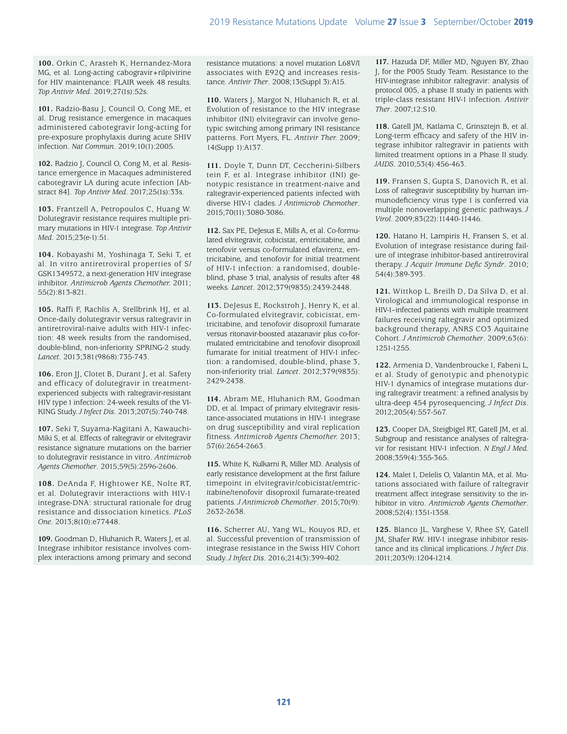**100.** Orkin C, Arasteh K, Hernandez-Mora MG, et al. Long-acting cabogravir+rilpivirine for HIV maintenance: FLAIR week 48 results. *Top Antivir Med*. 2019;27(1s):52s.

**101.** Radzio-Basu J, Council O, Cong ME, et al. Drug resistance emergence in macaques administered cabotegravir long-acting for pre-exposure prophylaxis during acute SHIV infection. *Nat Commun*. 2019;10(1):2005.

**102.** Radzio J, Council O, Cong M, et al. Resistance emergence in Macaques administered cabotegravir LA during acute infection [Abstract 84]. *Top Antivir Med*. 2017;25(1s):33s.

**103.** Frantzell A, Petropoulos C, Huang W. Dolutegravir resistance requires multiple primary mutations in HIV-1 integrase. *Top Antivir Med*. 2015;23(e-1):51.

**104.** Kobayashi M, Yoshinaga T, Seki T, et al. In vitro antiretroviral properties of S/GSK1349572, a next-generation HIV integrase inhibitor. *Antimicrob Agents Chemother*. 2011; 55(2):813-821.

**105.** Raffi F, Rachlis A, Stellbrink HJ, et al. Once-daily dolutegravir versus raltegravir in antiretroviral-naive adults with HIV-1 infection: 48 week results from the randomised, double-blind, non-inferiority SPRING-2 study. *Lancet*. 2013;381(9868):735-743.

**106.** Eron JJ, Clotet B, Durant J, et al. Safety and efficacy of dolutegravir in treatment-experienced subjects with raltegravir-resistant HIV type 1 infection: 24-week results of the VIKING Study. *J Infect Dis*. 2013;207(5):740-748.

**107.** Seki T, Suyama-Kagitani A, Kawauchi-Miki S, et al. Effects of raltegravir or elvitegravir resistance signature mutations on the barrier to dolutegravir resistance in vitro. *Antimicrob Agents Chemother*. 2015;59(5):2596-2606.

**108.** DeAnda F, Hightower KE, Nolte RT, et al. Dolutegravir interactions with HIV-1 integrase-DNA: structural rationale for drug resistance and dissociation kinetics. *PLoS One*. 2013;8(10):e77448.

**109.** Goodman D, Hluhanich R, Waters J, et al. Integrase inhibitor resistance involves complex interactions among primary and second resistance mutations: a novel mutation L68V/I associates with E92Q and increases resistance. *Antivir Ther*. 2008;13(Suppl 3):A15.

**110.** Waters J, Margot N, Hluhanich R, et al. Evolution of resistance to the HIV integrase inhibitor (INI) elvitegravir can involve genotypic switching among primary INI resistance patterns. Fort Myers, FL. *Antivir Ther*. 2009; 14(Supp 1):A137.

**111.** Doyle T, Dunn DT, Ceccherini-Silberstein F, et al. Integrase inhibitor (INI) genotypic resistance in treatment-naive and raltegravir-experienced patients infected with diverse HIV-1 clades. *J Antimicrob Chemother*. 2015;70(11):3080-3086.

**112.** Sax PE, DeJesus E, Mills A, et al. Co-formulated elvitegravir, cobicistat, emtricitabine, and tenofovir versus co-formulated efavirenz, emtricitabine, and tenofovir for initial treatment of HIV-1 infection: a randomised, double-blind, phase 3 trial, analysis of results after 48 weeks. *Lancet*. 2012;379(9835):2439-2448.

**113.** DeJesus E, Rockstroh J, Henry K, et al. Co-formulated elvitegravir, cobicistat, emtricitabine, and tenofovir disoproxil fumarate versus ritonavir-boosted atazanavir plus co-formulated emtricitabine and tenofovir disoproxil fumarate for initial treatment of HIV-1 infection: a randomised, double-blind, phase 3, non-inferiority trial. *Lancet*. 2012;379(9835): 2429-2438.

**114.** Abram ME, Hluhanich RM, Goodman DD, et al. Impact of primary elvitegravir resistance-associated mutations in HIV-1 integrase on drug susceptibility and viral replication fitness. *Antimicrob Agents Chemother*. 2013; 57(6):2654-2663.

**115.** White K, Kulkarni R, Miller MD. Analysis of early resistance development at the first failure timepoint in elvitegravir/cobicistat/emtricitabine/tenofovir disoproxil fumarate-treated patients. *J Antimicrob Chemother*. 2015;70(9): 2632-2638.

**116.** Scherrer AU, Yang WL, Kouyos RD, et al. Successful prevention of transmission of integrase resistance in the Swiss HIV Cohort Study. *J Infect Dis*. 2016;214(3):399-402.

**117.** Hazuda DF, Miller MD, Nguyen BY, Zhao J, for the P005 Study Team. Resistance to the HIV-integrase inhibitor raltegravir: analysis of protocol 005, a phase II study in patients with triple-class resistant HIV-1 infection. *Antivir Ther*. 2007;12:S10.

**118.** Gatell JM, Katlama C, Grinsztejn B, et al. Long-term efficacy and safety of the HIV integrase inhibitor raltegravir in patients with limited treatment options in a Phase II study. *JAIDS*. 2010;53(4):456-463.

**119.** Fransen S, Gupta S, Danovich R, et al. Loss of raltegravir susceptibility by human immunodeficiency virus type 1 is conferred via multiple nonoverlapping genetic pathways. *J Virol*. 2009;83(22):11440-11446.

**120.** Hatano H, Lampiris H, Fransen S, et al. Evolution of integrase resistance during failure of integrase inhibitor-based antiretroviral therapy. *J Acquir Immune Defic Syndr*. 2010; 54(4):389-393.

**121.** Wittkop L, Breilh D, Da Silva D, et al. Virological and immunological response in HIV-1–infected patients with multiple treatment failures receiving raltegravir and optimized background therapy, ANRS CO3 Aquitaine Cohort. *J Antimicrob Chemother*. 2009;63(6): 1251-1255.

**122.** Armenia D, Vandenbroucke I, Fabeni L, et al. Study of genotypic and phenotypic HIV-1 dynamics of integrase mutations during raltegravir treatment: a refined analysis by ultra-deep 454 pyrosequencing. *J Infect Dis*. 2012;205(4):557-567.

**123.** Cooper DA, Steigbigel RT, Gatell JM, et al. Subgroup and resistance analyses of raltegravir for resistant HIV-1 infection. *N Engl J Med*. 2008;359(4):355-365.

**124.** Malet I, Delelis O, Valantin MA, et al. Mutations associated with failure of raltegravir treatment affect integrase sensitivity to the inhibitor in vitro. *Antimicrob Agents Chemother*. 2008;52(4):1351-1358.

**125.** Blanco JL, Varghese V, Rhee SY, Gatell JM, Shafer RW. HIV-1 integrase inhibitor resistance and its clinical implications. *J Infect Dis*. 2011;203(9):1204-1214.